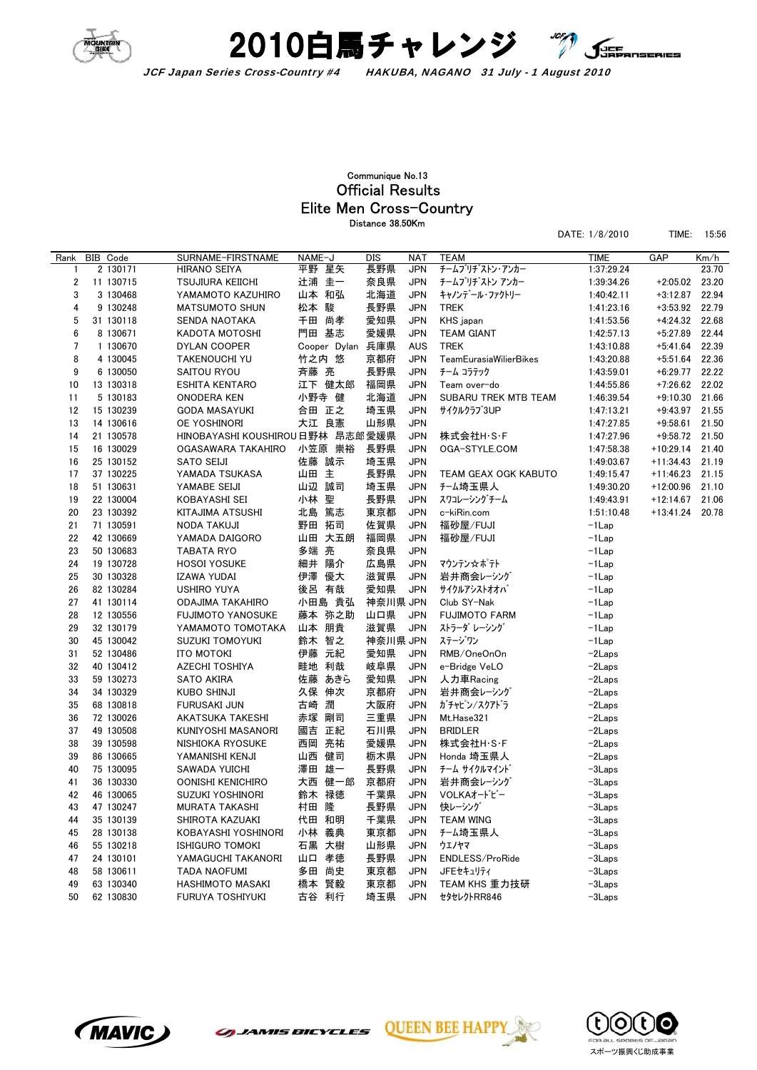# 2010白馬チャレンジ

*JCF Japan Series Cross-Country #4　　HAKUBA, NAGANO　31 July - 1 August 2010*

Communique No.13

## Official Results

## Elite Men Cross-Country

Distance 38.50Km

DATE: 1/8/2010　　TIME: 15:56

| Rank | BIB | Code | SURNAME-FIRSTNAME | NAME-J | DIS | NAT | TEAM | TIME | GAP | Km/h |
|---|---|---|---|---|---|---|---|---|---|---|
| 1 | 2 | 130171 | HIRANO SEIYA | 平野 星矢 | 長野県 | JPN | チームブリヂストン・アンカー | 1:37:29.24 | | 23.70 |
| 2 | 11 | 130715 | TSUJIURA KEIICHI | 辻浦 圭一 | 奈良県 | JPN | チームブリヂストン アンカー | 1:39:34.26 | +2:05.02 | 23.20 |
| 3 | 3 | 130468 | YAMAMOTO KAZUHIRO | 山本 和弘 | 北海道 | JPN | キャノンデール・ファクトリー | 1:40:42.11 | +3:12.87 | 22.94 |
| 4 | 9 | 130248 | MATSUMOTO SHUN | 松本 駿 | 長野県 | JPN | TREK | 1:41:23.16 | +3:53.92 | 22.79 |
| 5 | 31 | 130118 | SENDA NAOTAKA | 千田 尚孝 | 愛知県 | JPN | KHS japan | 1:41:53.56 | +4:24.32 | 22.68 |
| 6 | 8 | 130671 | KADOTA MOTOSHI | 門田 基志 | 愛媛県 | JPN | TEAM GIANT | 1:42:57.13 | +5:27.89 | 22.44 |
| 7 | 1 | 130670 | DYLAN COOPER | Cooper Dylan | 兵庫県 | AUS | TREK | 1:43:10.88 | +5:41.64 | 22.39 |
| 8 | 4 | 130045 | TAKENOUCHI YU | 竹之内 悠 | 京都府 | JPN | TeamEurasiaWilierBikes | 1:43:20.88 | +5:51.64 | 22.36 |
| 9 | 6 | 130050 | SAITOU RYOU | 斉藤 亮 | 長野県 | JPN | チーム コラテック | 1:43:59.01 | +6:29.77 | 22.22 |
| 10 | 13 | 130318 | ESHITA KENTARO | 江下 健太郎 | 福岡県 | JPN | Team over-do | 1:44:55.86 | +7:26.62 | 22.02 |
| 11 | 5 | 130183 | ONODERA KEN | 小野寺 健 | 北海道 | JPN | SUBARU TREK MTB TEAM | 1:46:39.54 | +9:10.30 | 21.66 |
| 12 | 15 | 130239 | GODA MASAYUKI | 合田 正之 | 埼玉県 | JPN | サイクルクラブ3UP | 1:47:13.21 | +9:43.97 | 21.55 |
| 13 | 14 | 130616 | OE YOSHINORI | 大江 良憲 | 山形県 | JPN | | 1:47:27.85 | +9:58.61 | 21.50 |
| 14 | 21 | 130578 | HINOBAYASHI KOUSHIROU | 日野林 昂志郎 | 愛媛県 | JPN | 株式会社H･S･F | 1:47:27.96 | +9:58.72 | 21.50 |
| 15 | 16 | 130029 | OGASAWARA TAKAHIRO | 小笠原 崇裕 | 長野県 | JPN | OGA-STYLE.COM | 1:47:58.38 | +10:29.14 | 21.40 |
| 16 | 25 | 130152 | SATO SEIJI | 佐藤 誠示 | 埼玉県 | JPN | | 1:49:03.67 | +11:34.43 | 21.19 |
| 17 | 37 | 130225 | YAMADA TSUKASA | 山田 主 | 長野県 | JPN | TEAM GEAX OGK KABUTO | 1:49:15.47 | +11:46.23 | 21.15 |
| 18 | 51 | 130631 | YAMABE SEIJI | 山辺 誠司 | 埼玉県 | JPN | チーム埼玉県人 | 1:49:30.20 | +12:00.96 | 21.10 |
| 19 | 22 | 130004 | KOBAYASHI SEI | 小林 聖 | 長野県 | JPN | スワコレーシングチーム | 1:49:43.91 | +12:14.67 | 21.06 |
| 20 | 23 | 130392 | KITAJIMA ATSUSHI | 北島 篤志 | 東京都 | JPN | c-kiRin.com | 1:51:10.48 | +13:41.24 | 20.78 |
| 21 | 71 | 130591 | NODA TAKUJI | 野田 拓司 | 佐賀県 | JPN | 福砂屋/FUJI | -1Lap | | |
| 22 | 42 | 130669 | YAMADA DAIGORO | 山田 大五朗 | 福岡県 | JPN | 福砂屋/FUJI | -1Lap | | |
| 23 | 50 | 130683 | TABATA RYO | 多端 亮 | 奈良県 | JPN | | -1Lap | | |
| 24 | 19 | 130728 | HOSOI YOSUKE | 細井 陽介 | 広島県 | JPN | マウンテン☆ポテト | -1Lap | | |
| 25 | 30 | 130328 | IZAWA YUDAI | 伊澤 優大 | 滋賀県 | JPN | 岩井商会レーシング | -1Lap | | |
| 26 | 82 | 130284 | USHIRO YUYA | 後呂 有哉 | 愛知県 | JPN | サイクルアシストオオバ | -1Lap | | |
| 27 | 41 | 130114 | ODAJIMA TAKAHIRO | 小田島 貴弘 | 神奈川県 | JPN | Club SY-Nak | -1Lap | | |
| 28 | 12 | 130556 | FUJIMOTO YANOSUKE | 藤本 弥之助 | 山口県 | JPN | FUJIMOTO FARM | -1Lap | | |
| 29 | 32 | 130179 | YAMAMOTO TOMOTAKA | 山本 朋貴 | 滋賀県 | JPN | ストラーダ レーシング | -1Lap | | |
| 30 | 45 | 130042 | SUZUKI TOMOYUKI | 鈴木 智之 | 神奈川県 | JPN | ステージワン | -1Lap | | |
| 31 | 52 | 130486 | ITO MOTOKI | 伊藤 元紀 | 愛知県 | JPN | RMB/OneOnOn | -2Laps | | |
| 32 | 40 | 130412 | AZECHI TOSHIYA | 畦地 利哉 | 岐阜県 | JPN | e-Bridge VeLO | -2Laps | | |
| 33 | 59 | 130273 | SATO AKIRA | 佐藤 あきら | 愛知県 | JPN | 人力車Racing | -2Laps | | |
| 34 | 34 | 130329 | KUBO SHINJI | 久保 伸次 | 京都府 | JPN | 岩井商会レーシング | -2Laps | | |
| 35 | 68 | 130818 | FURUSAKI JUN | 古崎 潤 | 大阪府 | JPN | ガチャピン/スクアドラ | -2Laps | | |
| 36 | 72 | 130026 | AKATSUKA TAKESHI | 赤塚 剛司 | 三重県 | JPN | Mt.Hase321 | -2Laps | | |
| 37 | 49 | 130508 | KUNIYOSHI MASANORI | 國吉 正紀 | 石川県 | JPN | BRIDLER | -2Laps | | |
| 38 | 39 | 130598 | NISHIOKA RYOSUKE | 西岡 亮祐 | 愛媛県 | JPN | 株式会社H･S･F | -2Laps | | |
| 39 | 86 | 130665 | YAMANISHI KENJI | 山西 健司 | 栃木県 | JPN | Honda 埼玉県人 | -2Laps | | |
| 40 | 75 | 130095 | SAWADA YUICHI | 澤田 雄一 | 長野県 | JPN | チーム サイクルマインド | -3Laps | | |
| 41 | 36 | 130330 | OONISHI KENICHIRO | 大西 健一郎 | 京都府 | JPN | 岩井商会レーシング | -3Laps | | |
| 42 | 46 | 130065 | SUZUKI YOSHINORI | 鈴木 禄徳 | 千葉県 | JPN | VOLKAオードビー | -3Laps | | |
| 43 | 47 | 130247 | MURATA TAKASHI | 村田 隆 | 長野県 | JPN | 快レーシング | -3Laps | | |
| 44 | 35 | 130139 | SHIROTA KAZUAKI | 代田 和明 | 千葉県 | JPN | TEAM WING | -3Laps | | |
| 45 | 28 | 130138 | KOBAYASHI YOSHINORI | 小林 義典 | 東京都 | JPN | チーム埼玉県人 | -3Laps | | |
| 46 | 55 | 130218 | ISHIGURO TOMOKI | 石黒 大樹 | 山形県 | JPN | ウエノヤマ | -3Laps | | |
| 47 | 24 | 130101 | YAMAGUCHI TAKANORI | 山口 孝徳 | 長野県 | JPN | ENDLESS/ProRide | -3Laps | | |
| 48 | 58 | 130611 | TADA NAOFUMI | 多田 尚史 | 東京都 | JPN | JFEセキュリティ | -3Laps | | |
| 49 | 63 | 130340 | HASHIMOTO MASAKI | 橋本 賢毅 | 東京都 | JPN | TEAM KHS 重力技研 | -3Laps | | |
| 50 | 62 | 130830 | FURUYA TOSHIYUKI | 古谷 利行 | 埼玉県 | JPN | セタセレクトRR846 | -3Laps | | |

スポーツ振興くじ助成事業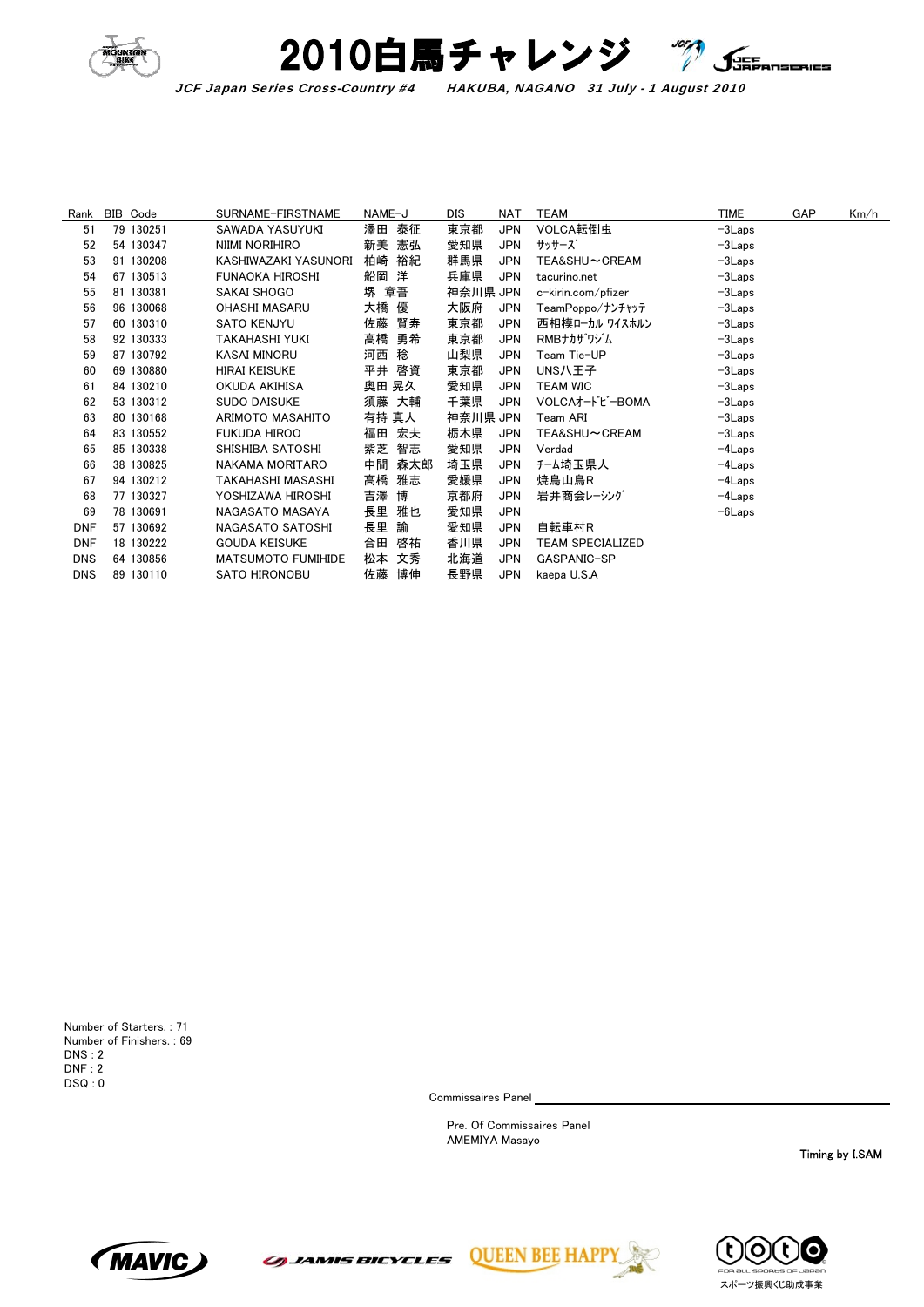# 2010白馬チャレンジ

*JCF Japan Series Cross-Country #4　　HAKUBA, NAGANO　31 July - 1 August 2010*

| Rank | BIB | Code | SURNAME-FIRSTNAME | NAME-J | DIS | NAT | TEAM | TIME | GAP | Km/h |
|---|---|---|---|---|---|---|---|---|---|---|
| 51 | 79 | 130251 | SAWADA YASUYUKI | 澤田 泰征 | 東京都 | JPN | VOLCA転倒虫 | -3Laps | | |
| 52 | 54 | 130347 | NIIMI NORIHIRO | 新美 憲弘 | 愛知県 | JPN | ｻｯｻｰｽﾞ | -3Laps | | |
| 53 | 91 | 130208 | KASHIWAZAKI YASUNORI | 柏崎 裕紀 | 群馬県 | JPN | TEA&SHU〜CREAM | -3Laps | | |
| 54 | 67 | 130513 | FUNAOKA HIROSHI | 船岡 洋 | 兵庫県 | JPN | tacurino.net | -3Laps | | |
| 55 | 81 | 130381 | SAKAI SHOGO | 堺 章吾 | 神奈川県 | JPN | c-kirin.com/pfizer | -3Laps | | |
| 56 | 96 | 130068 | OHASHI MASARU | 大橋 優 | 大阪府 | JPN | TeamPoppo/ﾅﾝﾁｬｯﾃ | -3Laps | | |
| 57 | 60 | 130310 | SATO KENJYU | 佐藤 賢寿 | 東京都 | JPN | 西相模ﾛｰｶﾙ ﾜｲｽﾎﾙﾝ | -3Laps | | |
| 58 | 92 | 130333 | TAKAHASHI YUKI | 高橋 勇希 | 東京都 | JPN | RMBﾅｶｻﾞﾜｼﾞﾑ | -3Laps | | |
| 59 | 87 | 130792 | KASAI MINORU | 河西 稔 | 山梨県 | JPN | Team Tie-UP | -3Laps | | |
| 60 | 69 | 130880 | HIRAI KEISUKE | 平井 啓資 | 東京都 | JPN | UNS八王子 | -3Laps | | |
| 61 | 84 | 130210 | OKUDA AKIHISA | 奥田 晃久 | 愛知県 | JPN | TEAM WIC | -3Laps | | |
| 62 | 53 | 130312 | SUDO DAISUKE | 須藤 大輔 | 千葉県 | JPN | VOLCAｵｰﾄﾋﾞｰBOMA | -3Laps | | |
| 63 | 80 | 130168 | ARIMOTO MASAHITO | 有持 真人 | 神奈川県 | JPN | Team ARI | -3Laps | | |
| 64 | 83 | 130552 | FUKUDA HIROO | 福田 宏夫 | 栃木県 | JPN | TEA&SHU〜CREAM | -3Laps | | |
| 65 | 85 | 130338 | SHISHIBA SATOSHI | 紫芝 智志 | 愛知県 | JPN | Verdad | -4Laps | | |
| 66 | 38 | 130825 | NAKAMA MORITARO | 中間 森太郎 | 埼玉県 | JPN | ﾁｰﾑ埼玉県人 | -4Laps | | |
| 67 | 94 | 130212 | TAKAHASHI MASASHI | 高橋 雅志 | 愛媛県 | JPN | 焼鳥山鳥R | -4Laps | | |
| 68 | 77 | 130327 | YOSHIZAWA HIROSHI | 吉澤 博 | 京都府 | JPN | 岩井商会ﾚｰｼﾝｸﾞ | -4Laps | | |
| 69 | 78 | 130691 | NAGASATO MASAYA | 長里 雅也 | 愛知県 | JPN | | -6Laps | | |
| DNF | 57 | 130692 | NAGASATO SATOSHI | 長里 諭 | 愛知県 | JPN | 自転車村R | | | |
| DNF | 18 | 130222 | GOUDA KEISUKE | 合田 啓祐 | 香川県 | JPN | TEAM SPECIALIZED | | | |
| DNS | 64 | 130856 | MATSUMOTO FUMIHIDE | 松本 文秀 | 北海道 | JPN | GASPANIC-SP | | | |
| DNS | 89 | 130110 | SATO HIRONOBU | 佐藤 博伸 | 長野県 | JPN | kaepa U.S.A | | | |

Number of Starters. : 71
Number of Finishers. : 69
DNS : 2
DNF : 2
DSQ : 0

Commissaires Panel

Pre. Of Commissaires Panel
AMEMIYA Masayo

Timing by I.SAM

MAVIC　JAMIS BICYCLES　QUEEN BEE HAPPY　toto

スポーツ振興くじ助成事業